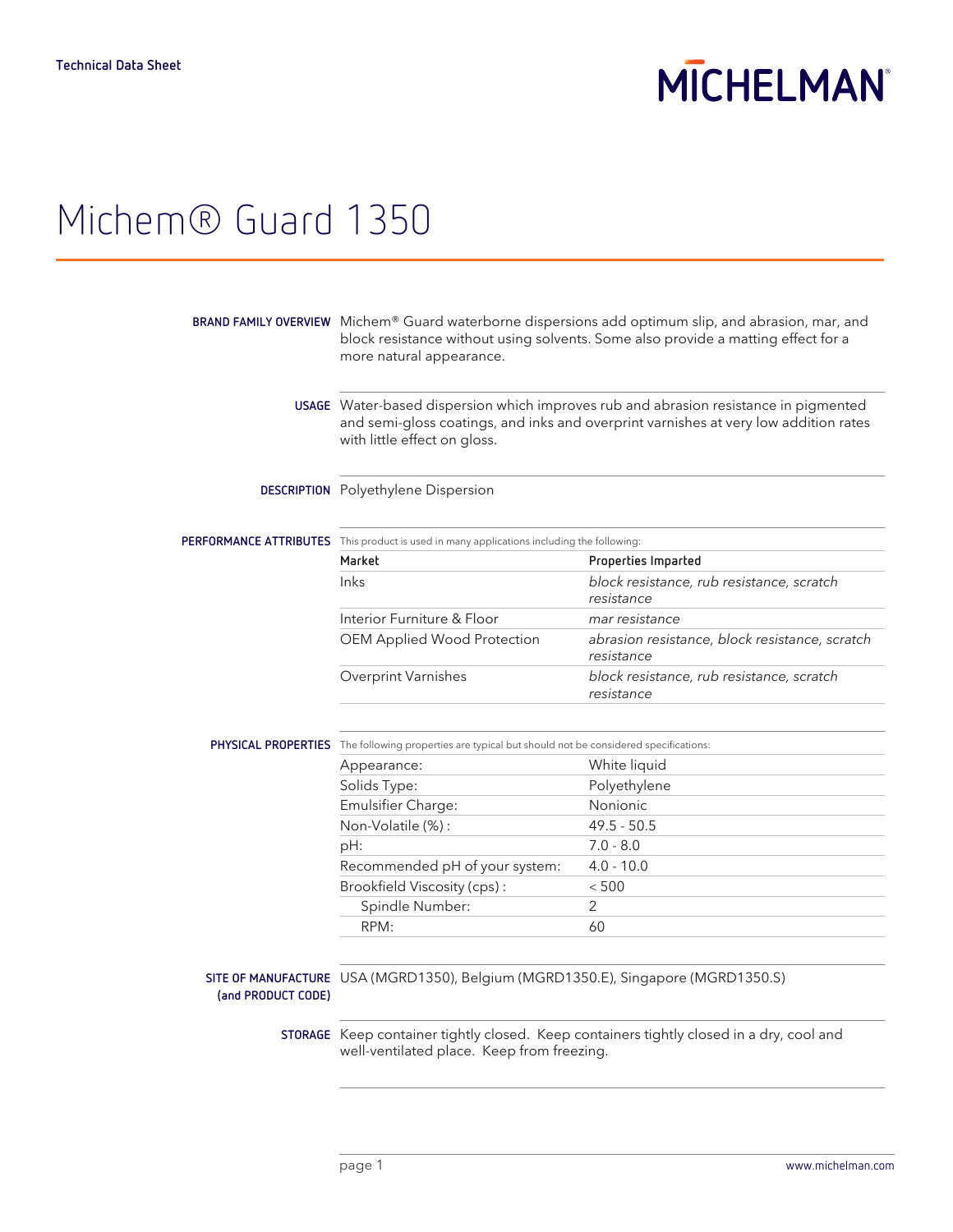Technical Data Sheet

MICHELMAN

# Michem® Guard 1350

**BRAND FAMILY OVERVIEW** Michem® Guard waterborne dispersions add optimum slip, and abrasion, mar, and block resistance without using solvents. Some also provide a matting effect for a more natural appearance.

**USAGE** Water-based dispersion which improves rub and abrasion resistance in pigmented and semi-gloss coatings, and inks and overprint varnishes at very low addition rates with little effect on gloss.

**DESCRIPTION** Polyethylene Dispersion

**PERFORMANCE ATTRIBUTES**

This product is used in many applications including the following:

| Market | Properties Imparted |
|---|---|
| Inks | *block resistance, rub resistance, scratch resistance* |
| Interior Furniture & Floor | *mar resistance* |
| OEM Applied Wood Protection | *abrasion resistance, block resistance, scratch resistance* |
| Overprint Varnishes | *block resistance, rub resistance, scratch resistance* |

**PHYSICAL PROPERTIES**

The following properties are typical but should not be considered specifications:

| Property | Value |
|---|---|
| Appearance: | White liquid |
| Solids Type: | Polyethylene |
| Emulsifier Charge: | Nonionic |
| Non-Volatile (%) : | 49.5 - 50.5 |
| pH: | 7.0 - 8.0 |
| Recommended pH of your system: | 4.0 - 10.0 |
| Brookfield Viscosity (cps) : | < 500 |
| Spindle Number: | 2 |
| RPM: | 60 |

**SITE OF MANUFACTURE (and PRODUCT CODE)** USA (MGRD1350), Belgium (MGRD1350.E), Singapore (MGRD1350.S)

**STORAGE** Keep container tightly closed. Keep containers tightly closed in a dry, cool and well-ventilated place. Keep from freezing.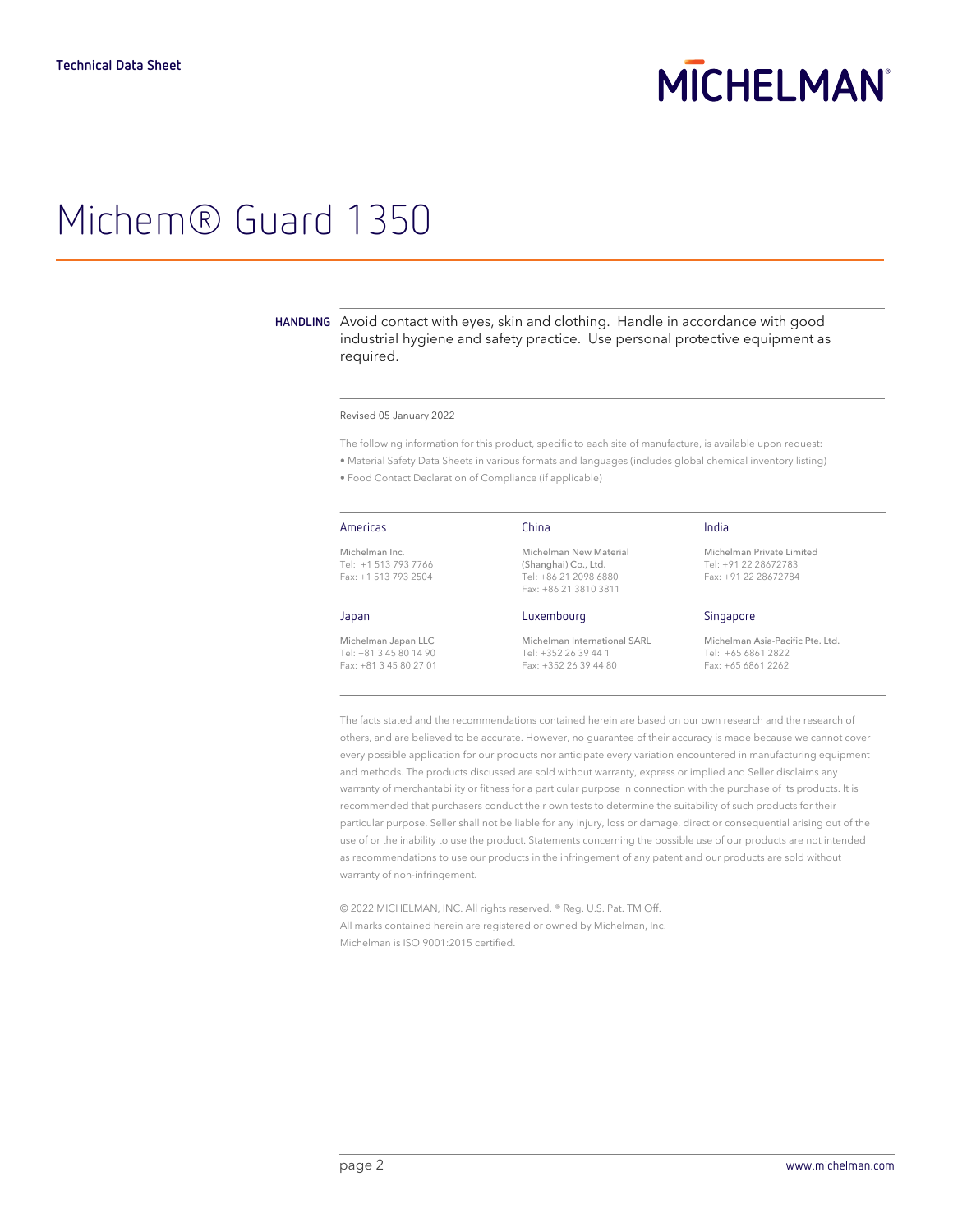# Michem® Guard 1350

**HANDLING** Avoid contact with eyes, skin and clothing. Handle in accordance with good industrial hygiene and safety practice. Use personal protective equipment as required.

Revised 05 January 2022

The following information for this product, specific to each site of manufacture, is available upon request:

- Material Safety Data Sheets in various formats and languages (includes global chemical inventory listing)
- Food Contact Declaration of Compliance (if applicable)

**Americas**
Michelman Inc.
Tel: +1 513 793 7766
Fax: +1 513 793 2504

**China**
Michelman New Material (Shanghai) Co., Ltd.
Tel: +86 21 2098 6880
Fax: +86 21 3810 3811

**India**
Michelman Private Limited
Tel: +91 22 28672783
Fax: +91 22 28672784

**Japan**
Michelman Japan LLC
Tel: +81 3 45 80 14 90
Fax: +81 3 45 80 27 01

**Luxembourg**
Michelman International SARL
Tel: +352 26 39 44 1
Fax: +352 26 39 44 80

**Singapore**
Michelman Asia-Pacific Pte. Ltd.
Tel: +65 6861 2822
Fax: +65 6861 2262

The facts stated and the recommendations contained herein are based on our own research and the research of others, and are believed to be accurate. However, no guarantee of their accuracy is made because we cannot cover every possible application for our products nor anticipate every variation encountered in manufacturing equipment and methods. The products discussed are sold without warranty, express or implied and Seller disclaims any warranty of merchantability or fitness for a particular purpose in connection with the purchase of its products. It is recommended that purchasers conduct their own tests to determine the suitability of such products for their particular purpose. Seller shall not be liable for any injury, loss or damage, direct or consequential arising out of the use of or the inability to use the product. Statements concerning the possible use of our products are not intended as recommendations to use our products in the infringement of any patent and our products are sold without warranty of non-infringement.

© 2022 MICHELMAN, INC. All rights reserved. ® Reg. U.S. Pat. TM Off.
All marks contained herein are registered or owned by Michelman, Inc.
Michelman is ISO 9001:2015 certified.